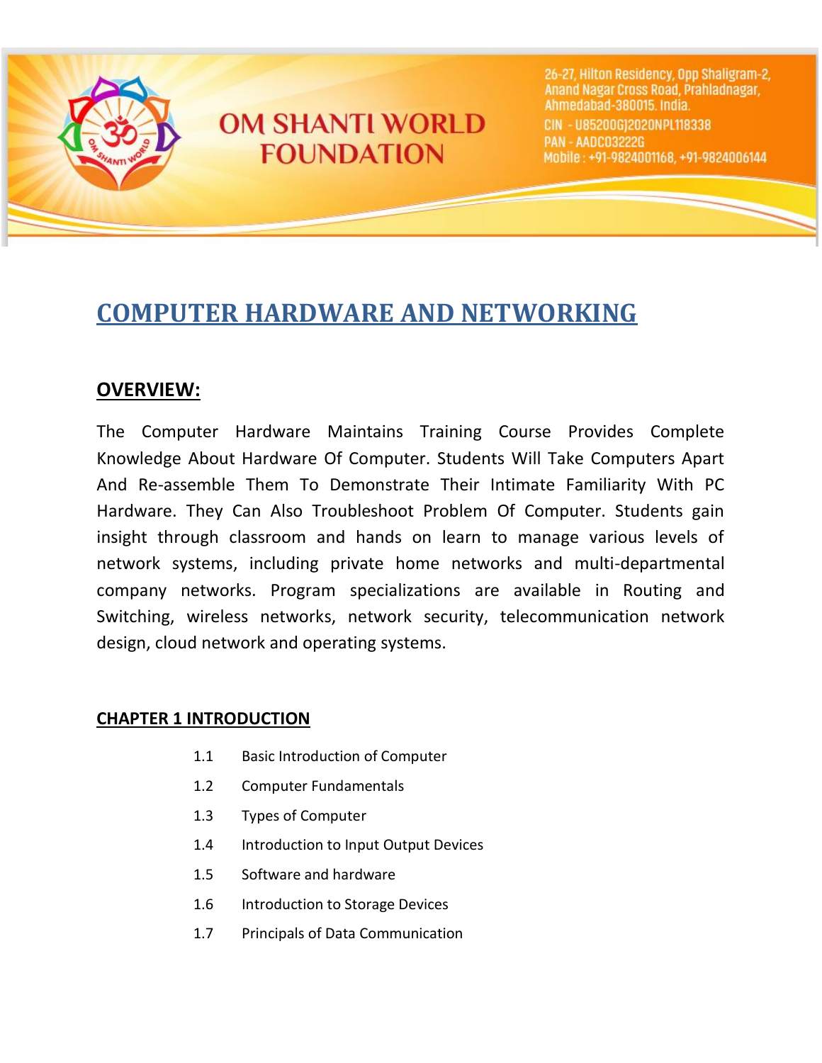OM SHANTI WORLD FOUNDATION

26-27, Hilton Residency, Opp Shaligram-2, Anand Nagar Cross Road, Prahladnagar, Ahmedabad-380015. India.
CIN - U85200GJ2020NPL118338
PAN - AADCO3222G
Mobile : +91-9824001168, +91-9824006144

# COMPUTER HARDWARE AND NETWORKING

## OVERVIEW:

The Computer Hardware Maintains Training Course Provides Complete Knowledge About Hardware Of Computer. Students Will Take Computers Apart And Re-assemble Them To Demonstrate Their Intimate Familiarity With PC Hardware. They Can Also Troubleshoot Problem Of Computer. Students gain insight through classroom and hands on learn to manage various levels of network systems, including private home networks and multi-departmental company networks. Program specializations are available in Routing and Switching, wireless networks, network security, telecommunication network design, cloud network and operating systems.

### CHAPTER 1 INTRODUCTION

- 1.1 Basic Introduction of Computer
- 1.2 Computer Fundamentals
- 1.3 Types of Computer
- 1.4 Introduction to Input Output Devices
- 1.5 Software and hardware
- 1.6 Introduction to Storage Devices
- 1.7 Principals of Data Communication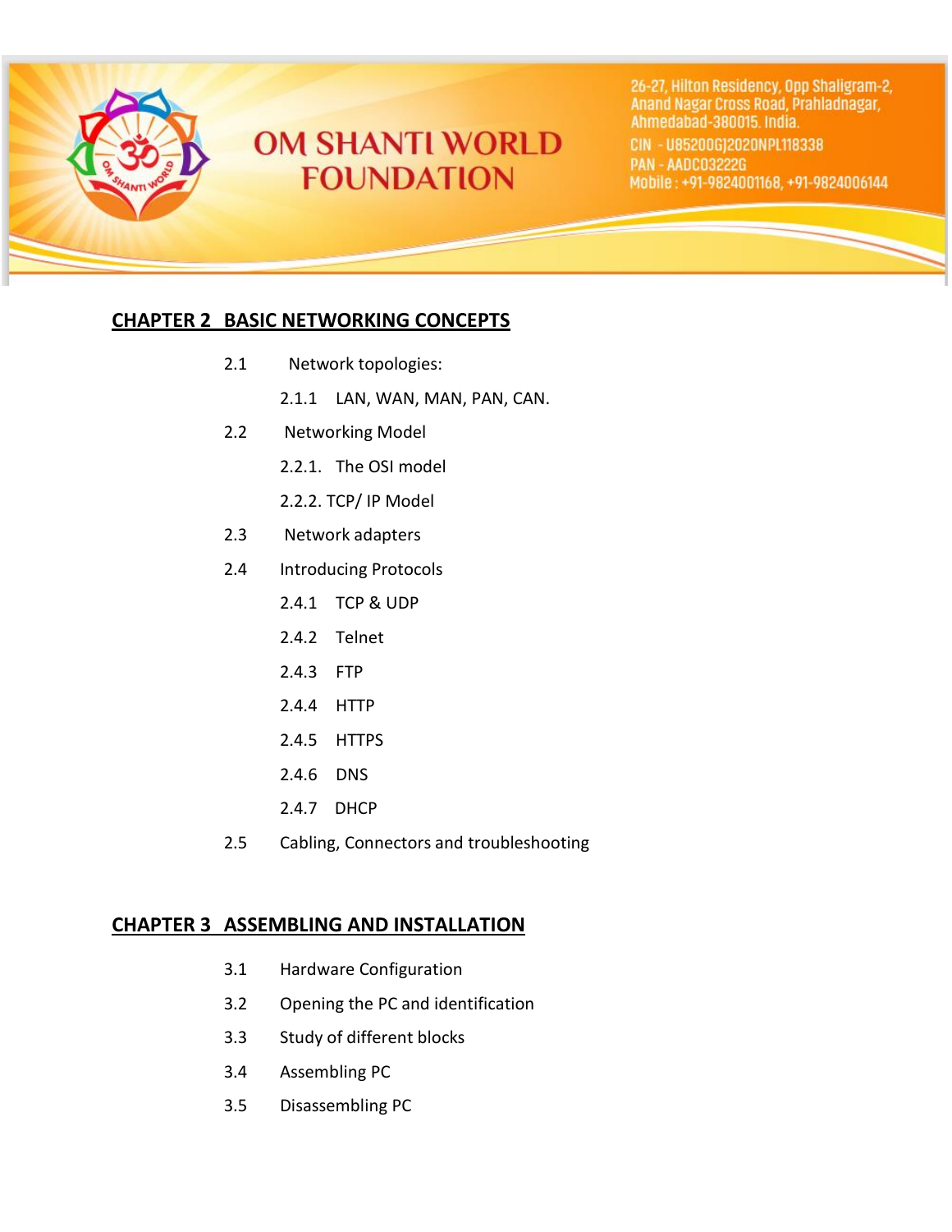## CHAPTER 2 BASIC NETWORKING CONCEPTS

- 2.1 Network topologies:
  - 2.1.1 LAN, WAN, MAN, PAN, CAN.
- 2.2 Networking Model
  - 2.2.1. The OSI model
  - 2.2.2. TCP/ IP Model
- 2.3 Network adapters
- 2.4 Introducing Protocols
  - 2.4.1 TCP & UDP
  - 2.4.2 Telnet
  - 2.4.3 FTP
  - 2.4.4 HTTP
  - 2.4.5 HTTPS
  - 2.4.6 DNS
  - 2.4.7 DHCP
- 2.5 Cabling, Connectors and troubleshooting

## CHAPTER 3 ASSEMBLING AND INSTALLATION

- 3.1 Hardware Configuration
- 3.2 Opening the PC and identification
- 3.3 Study of different blocks
- 3.4 Assembling PC
- 3.5 Disassembling PC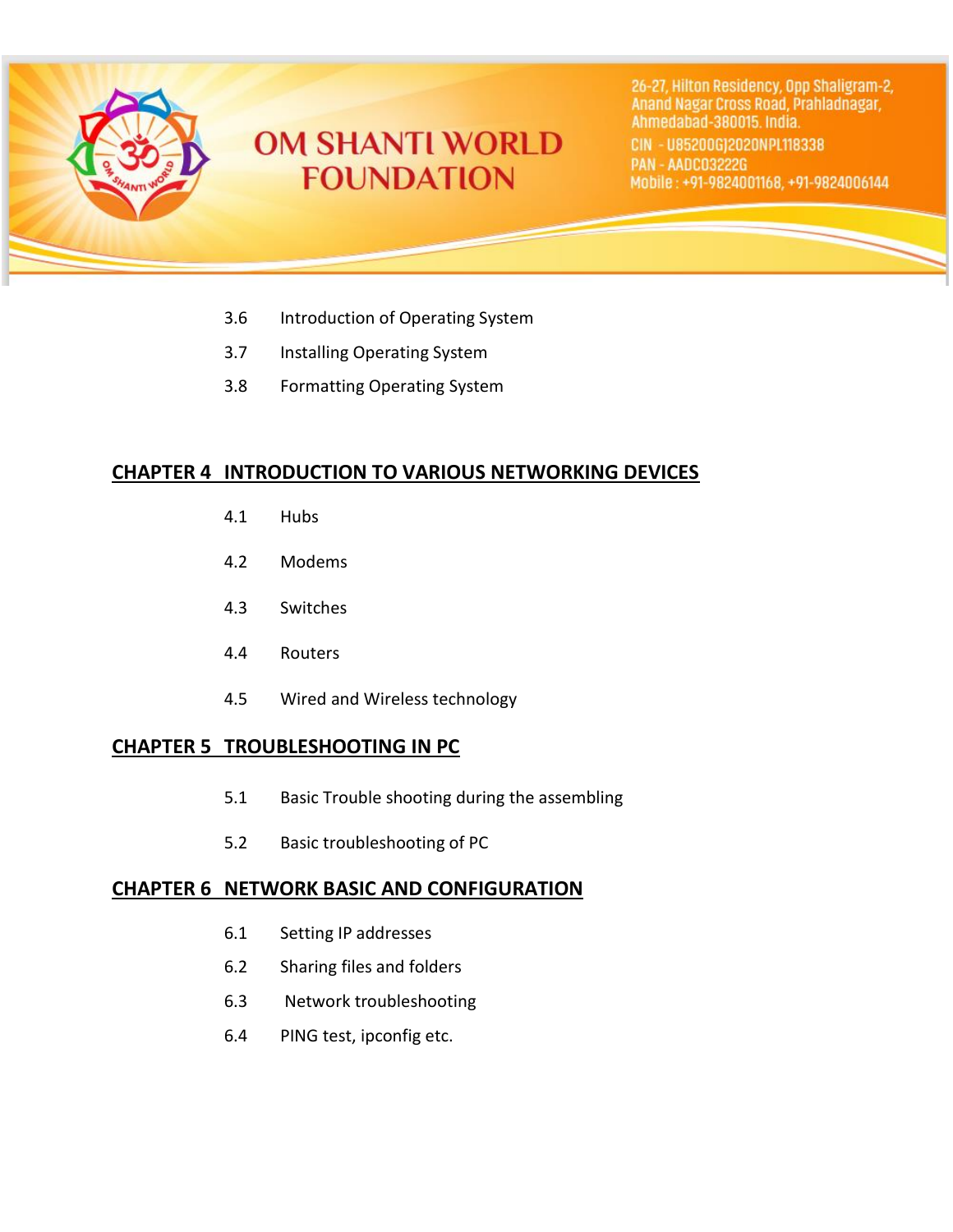3.6 Introduction of Operating System

3.7 Installing Operating System

3.8 Formatting Operating System

## CHAPTER 4 INTRODUCTION TO VARIOUS NETWORKING DEVICES

4.1 Hubs

4.2 Modems

4.3 Switches

4.4 Routers

4.5 Wired and Wireless technology

## CHAPTER 5 TROUBLESHOOTING IN PC

5.1 Basic Trouble shooting during the assembling

5.2 Basic troubleshooting of PC

## CHAPTER 6 NETWORK BASIC AND CONFIGURATION

6.1 Setting IP addresses

6.2 Sharing files and folders

6.3 Network troubleshooting

6.4 PING test, ipconfig etc.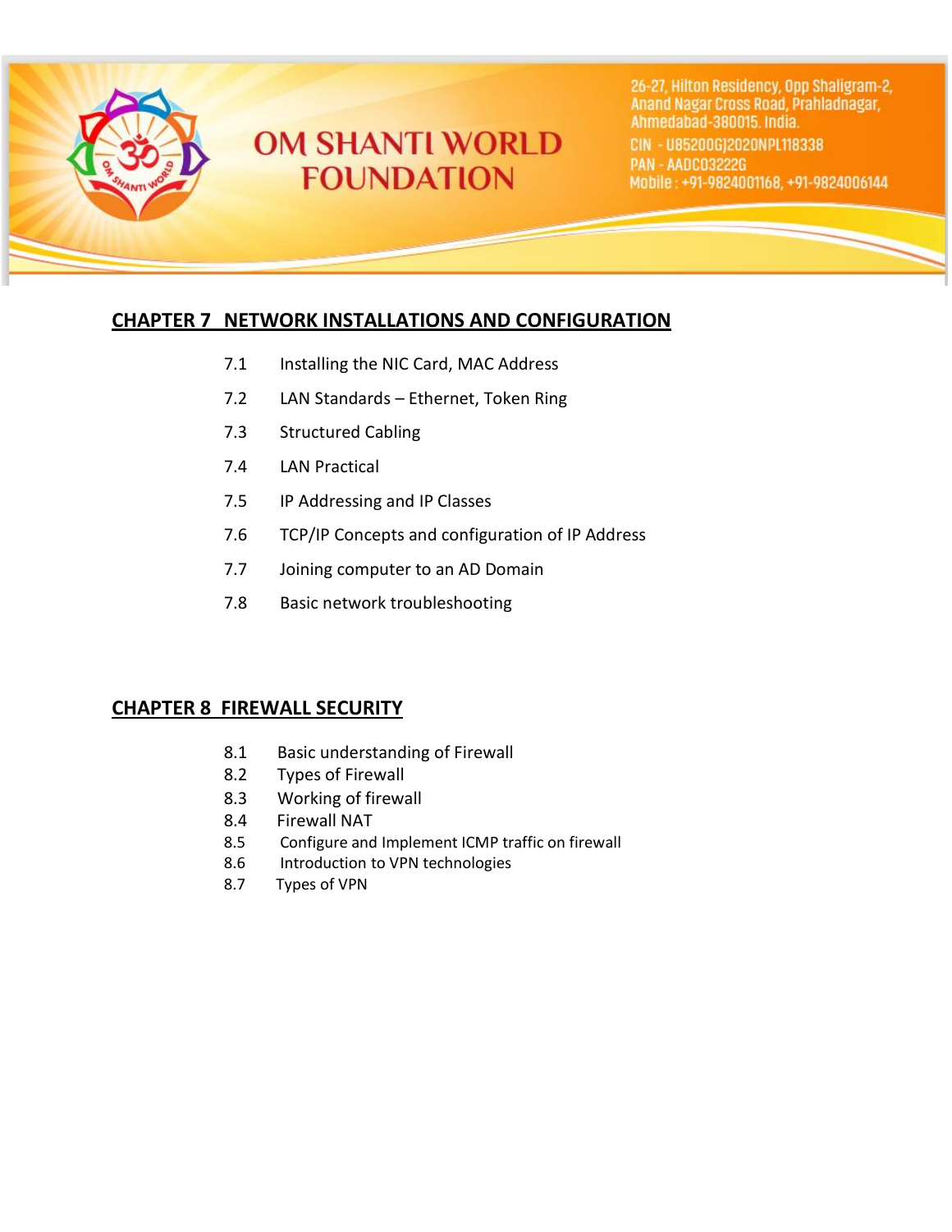## CHAPTER 7 NETWORK INSTALLATIONS AND CONFIGURATION

7.1 Installing the NIC Card, MAC Address

7.2 LAN Standards – Ethernet, Token Ring

7.3 Structured Cabling

7.4 LAN Practical

7.5 IP Addressing and IP Classes

7.6 TCP/IP Concepts and configuration of IP Address

7.7 Joining computer to an AD Domain

7.8 Basic network troubleshooting

## CHAPTER 8 FIREWALL SECURITY

8.1 Basic understanding of Firewall

8.2 Types of Firewall

8.3 Working of firewall

8.4 Firewall NAT

8.5 Configure and Implement ICMP traffic on firewall

8.6 Introduction to VPN technologies

8.7 Types of VPN